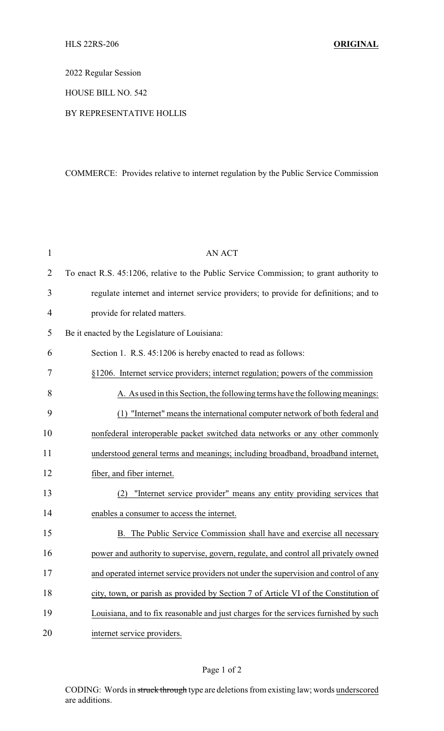HLS 22RS-206 **ORIGINAL**

2022 Regular Session

HOUSE BILL NO. 542

BY REPRESENTATIVE HOLLIS

COMMERCE: Provides relative to internet regulation by the Public Service Commission

AN ACT

To enact R.S. 45:1206, relative to the Public Service Commission; to grant authority to regulate internet and internet service providers; to provide for definitions; and to provide for related matters.

Be it enacted by the Legislature of Louisiana:

Section 1. R.S. 45:1206 is hereby enacted to read as follows:

§1206. Internet service providers; internet regulation; powers of the commission

A. As used in this Section, the following terms have the following meanings:

(1) "Internet" means the international computer network of both federal and nonfederal interoperable packet switched data networks or any other commonly understood general terms and meanings; including broadband, broadband internet, fiber, and fiber internet.

(2) "Internet service provider" means any entity providing services that enables a consumer to access the internet.

B. The Public Service Commission shall have and exercise all necessary power and authority to supervise, govern, regulate, and control all privately owned and operated internet service providers not under the supervision and control of any city, town, or parish as provided by Section 7 of Article VI of the Constitution of Louisiana, and to fix reasonable and just charges for the services furnished by such internet service providers.

CODING: Words in ~~struck through~~ type are deletions from existing law; words underscored are additions.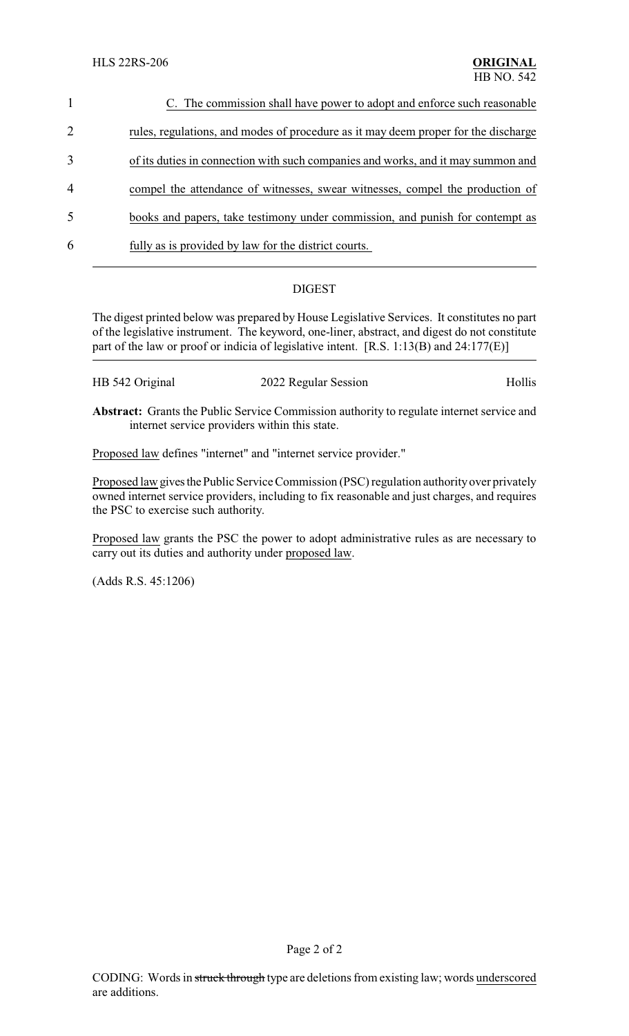C. The commission shall have power to adopt and enforce such reasonable rules, regulations, and modes of procedure as it may deem proper for the discharge of its duties in connection with such companies and works, and it may summon and compel the attendance of witnesses, swear witnesses, compel the production of books and papers, take testimony under commission, and punish for contempt as fully as is provided by law for the district courts.

## DIGEST

The digest printed below was prepared by House Legislative Services. It constitutes no part of the legislative instrument. The keyword, one-liner, abstract, and digest do not constitute part of the law or proof or indicia of legislative intent. [R.S. 1:13(B) and 24:177(E)]

HB 542 Original — 2022 Regular Session — Hollis

**Abstract:** Grants the Public Service Commission authority to regulate internet service and internet service providers within this state.

Proposed law defines "internet" and "internet service provider."

Proposed law gives the Public Service Commission (PSC) regulation authority over privately owned internet service providers, including to fix reasonable and just charges, and requires the PSC to exercise such authority.

Proposed law grants the PSC the power to adopt administrative rules as are necessary to carry out its duties and authority under proposed law.

(Adds R.S. 45:1206)

CODING: Words in struck through type are deletions from existing law; words underscored are additions.